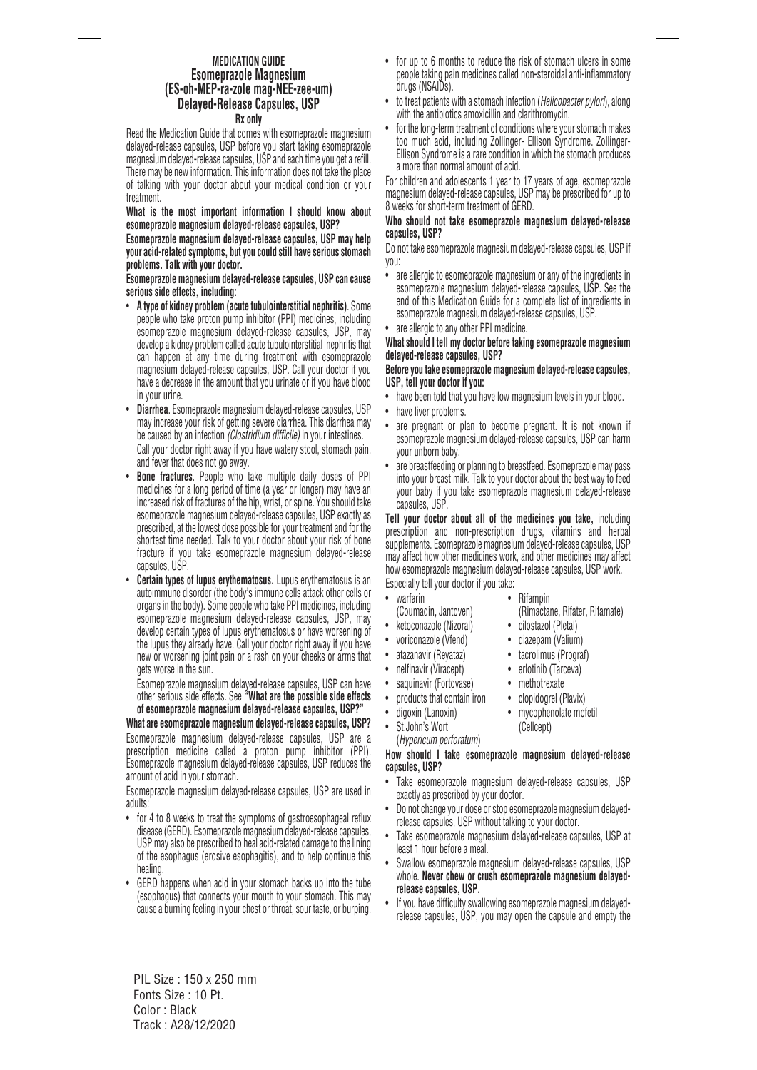# MEDICATION GUIDE
## Esomeprazole Magnesium
## (ES-oh-MEP-ra-zole mag-NEE-zee-um)
## Delayed-Release Capsules, USP
**Rx only**

Read the Medication Guide that comes with esomeprazole magnesium delayed-release capsules, USP before you start taking esomeprazole magnesium delayed-release capsules, USP and each time you get a refill. There may be new information. This information does not take the place of talking with your doctor about your medical condition or your treatment.

**What is the most important information I should know about esomeprazole magnesium delayed-release capsules, USP?**

**Esomeprazole magnesium delayed-release capsules, USP may help your acid-related symptoms, but you could still have serious stomach problems. Talk with your doctor.**

**Esomeprazole magnesium delayed-release capsules, USP can cause serious side effects, including:**

- **A type of kidney problem (acute tubulointerstitial nephritis)**. Some people who take proton pump inhibitor (PPI) medicines, including esomeprazole magnesium delayed-release capsules, USP, may develop a kidney problem called acute tubulointerstitial nephritis that can happen at any time during treatment with esomeprazole magnesium delayed-release capsules, USP. Call your doctor if you have a decrease in the amount that you urinate or if you have blood in your urine.
- **Diarrhea**. Esomeprazole magnesium delayed-release capsules, USP may increase your risk of getting severe diarrhea. This diarrhea may be caused by an infection *(Clostridium difficile)* in your intestines.
  Call your doctor right away if you have watery stool, stomach pain, and fever that does not go away.
- **Bone fractures**. People who take multiple daily doses of PPI medicines for a long period of time (a year or longer) may have an increased risk of fractures of the hip, wrist, or spine. You should take esomeprazole magnesium delayed-release capsules, USP exactly as prescribed, at the lowest dose possible for your treatment and for the shortest time needed. Talk to your doctor about your risk of bone fracture if you take esomeprazole magnesium delayed-release capsules, USP.
- **Certain types of lupus erythematosus.** Lupus erythematosus is an autoimmune disorder (the body's immune cells attack other cells or organs in the body). Some people who take PPI medicines, including esomeprazole magnesium delayed-release capsules, USP, may develop certain types of lupus erythematosus or have worsening of the lupus they already have. Call your doctor right away if you have new or worsening joint pain or a rash on your cheeks or arms that gets worse in the sun.

  Esomeprazole magnesium delayed-release capsules, USP can have other serious side effects. See **"What are the possible side effects of esomeprazole magnesium delayed-release capsules, USP?"**

**What are esomeprazole magnesium delayed-release capsules, USP?**

Esomeprazole magnesium delayed-release capsules, USP are a prescription medicine called a proton pump inhibitor (PPI). Esomeprazole magnesium delayed-release capsules, USP reduces the amount of acid in your stomach.

Esomeprazole magnesium delayed-release capsules, USP are used in adults:

- for 4 to 8 weeks to treat the symptoms of gastroesophageal reflux disease (GERD). Esomeprazole magnesium delayed-release capsules, USP may also be prescribed to heal acid-related damage to the lining of the esophagus (erosive esophagitis), and to help continue this healing.
- GERD happens when acid in your stomach backs up into the tube (esophagus) that connects your mouth to your stomach. This may cause a burning feeling in your chest or throat, sour taste, or burping.
- for up to 6 months to reduce the risk of stomach ulcers in some people taking pain medicines called non-steroidal anti-inflammatory drugs (NSAIDs).
- to treat patients with a stomach infection (*Helicobacter pylori*), along with the antibiotics amoxicillin and clarithromycin.
- for the long-term treatment of conditions where your stomach makes too much acid, including Zollinger- Ellison Syndrome. Zollinger-Ellison Syndrome is a rare condition in which the stomach produces a more than normal amount of acid.

For children and adolescents 1 year to 17 years of age, esomeprazole magnesium delayed-release capsules, USP may be prescribed for up to 8 weeks for short-term treatment of GERD.

**Who should not take esomeprazole magnesium delayed-release capsules, USP?**

Do not take esomeprazole magnesium delayed-release capsules, USP if you:

- are allergic to esomeprazole magnesium or any of the ingredients in esomeprazole magnesium delayed-release capsules, USP. See the end of this Medication Guide for a complete list of ingredients in esomeprazole magnesium delayed-release capsules, USP.
- are allergic to any other PPI medicine.

**What should I tell my doctor before taking esomeprazole magnesium delayed-release capsules, USP?**

**Before you take esomeprazole magnesium delayed-release capsules, USP, tell your doctor if you:**

- have been told that you have low magnesium levels in your blood.
- have liver problems.
- are pregnant or plan to become pregnant. It is not known if esomeprazole magnesium delayed-release capsules, USP can harm your unborn baby.
- are breastfeeding or planning to breastfeed. Esomeprazole may pass into your breast milk. Talk to your doctor about the best way to feed your baby if you take esomeprazole magnesium delayed-release capsules, USP.

**Tell your doctor about all of the medicines you take,** including prescription and non-prescription drugs, vitamins and herbal supplements. Esomeprazole magnesium delayed-release capsules, USP may affect how other medicines work, and other medicines may affect how esomeprazole magnesium delayed-release capsules, USP work.

Especially tell your doctor if you take:

- warfarin (Coumadin, Jantoven)
- ketoconazole (Nizoral)
- voriconazole (Vfend)
- atazanavir (Reyataz)
- nelfinavir (Viracept)
- saquinavir (Fortovase)
- products that contain iron
- digoxin (Lanoxin)
- St.John's Wort (*Hypericum perforatum*)
- Rifampin (Rimactane, Rifater, Rifamate)
- cilostazol (Pletal)
- diazepam (Valium)
- tacrolimus (Prograf)
- erlotinib (Tarceva)
- methotrexate
- clopidogrel (Plavix)
- mycophenolate mofetil (Cellcept)

**How should I take esomeprazole magnesium delayed-release capsules, USP?**

- Take esomeprazole magnesium delayed-release capsules, USP exactly as prescribed by your doctor.
- Do not change your dose or stop esomeprazole magnesium delayed-release capsules, USP without talking to your doctor.
- Take esomeprazole magnesium delayed-release capsules, USP at least 1 hour before a meal.
- Swallow esomeprazole magnesium delayed-release capsules, USP whole. **Never chew or crush esomeprazole magnesium delayed-release capsules, USP.**
- If you have difficulty swallowing esomeprazole magnesium delayed-release capsules, USP, you may open the capsule and empty the

PIL Size : 150 x 250 mm
Fonts Size : 10 Pt.
Color : Black
Track : A28/12/2020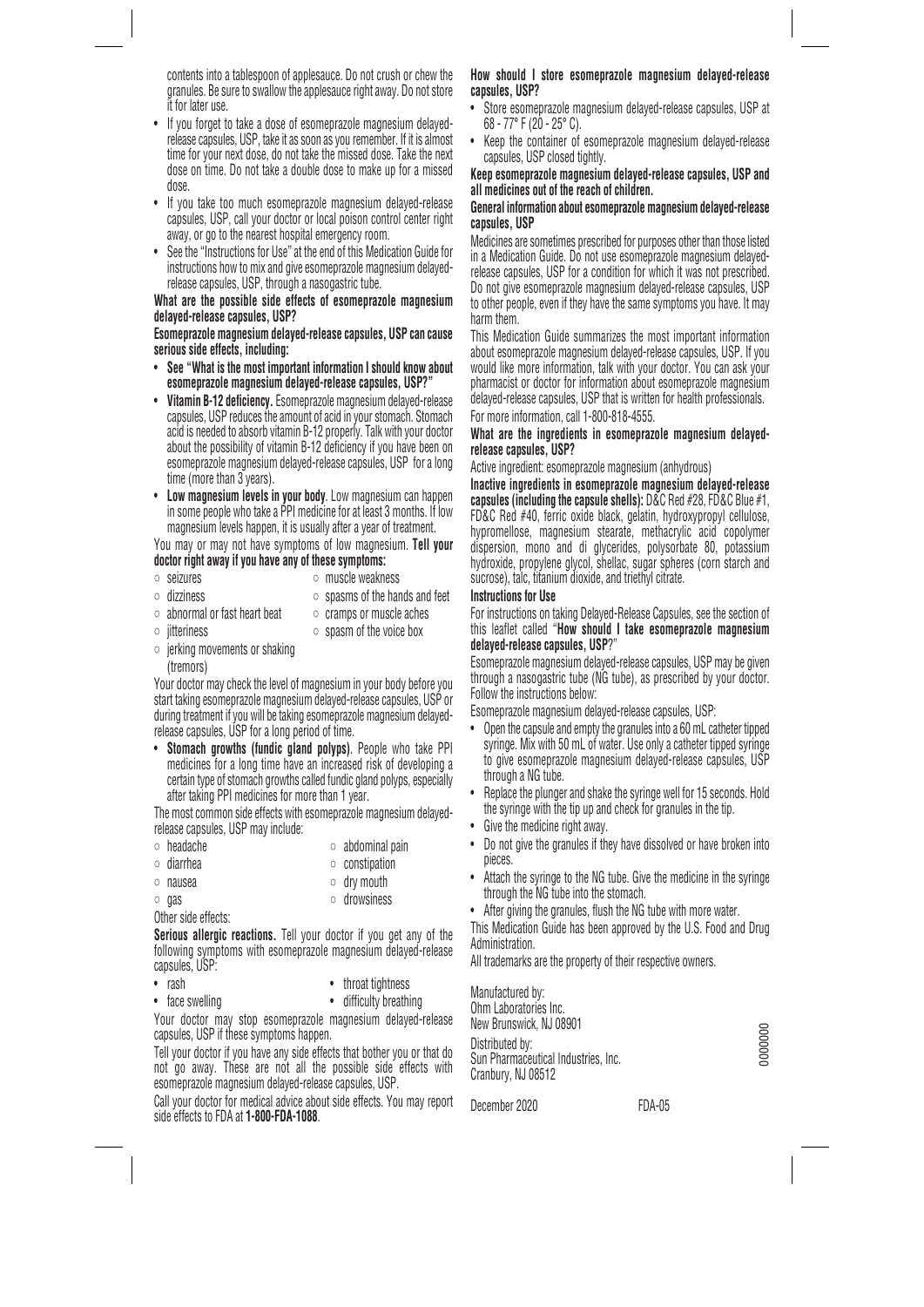contents into a tablespoon of applesauce. Do not crush or chew the granules. Be sure to swallow the applesauce right away. Do not store it for later use.

- If you forget to take a dose of esomeprazole magnesium delayed-release capsules, USP, take it as soon as you remember. If it is almost time for your next dose, do not take the missed dose. Take the next dose on time. Do not take a double dose to make up for a missed dose.
- If you take too much esomeprazole magnesium delayed-release capsules, USP, call your doctor or local poison control center right away, or go to the nearest hospital emergency room.
- See the "Instructions for Use" at the end of this Medication Guide for instructions how to mix and give esomeprazole magnesium delayed-release capsules, USP, through a nasogastric tube.

**What are the possible side effects of esomeprazole magnesium delayed-release capsules, USP?**

**Esomeprazole magnesium delayed-release capsules, USP can cause serious side effects, including:**

- **See "What is the most important information I should know about esomeprazole magnesium delayed-release capsules, USP?"**
- **Vitamin B-12 deficiency.** Esomeprazole magnesium delayed-release capsules, USP reduces the amount of acid in your stomach. Stomach acid is needed to absorb vitamin B-12 properly. Talk with your doctor about the possibility of vitamin B-12 deficiency if you have been on esomeprazole magnesium delayed-release capsules, USP for a long time (more than 3 years).
- **Low magnesium levels in your body**. Low magnesium can happen in some people who take a PPI medicine for at least 3 months. If low magnesium levels happen, it is usually after a year of treatment.

You may or may not have symptoms of low magnesium. **Tell your doctor right away if you have any of these symptoms:**

- seizures
- dizziness
- abnormal or fast heart beat
- jitteriness
- jerking movements or shaking (tremors)
- muscle weakness
- spasms of the hands and feet
- cramps or muscle aches
- spasm of the voice box

Your doctor may check the level of magnesium in your body before you start taking esomeprazole magnesium delayed-release capsules, USP or during treatment if you will be taking esomeprazole magnesium delayed-release capsules, USP for a long period of time.

- **Stomach growths (fundic gland polyps)**. People who take PPI medicines for a long time have an increased risk of developing a certain type of stomach growths called fundic gland polyps, especially after taking PPI medicines for more than 1 year.

The most common side effects with esomeprazole magnesium delayed-release capsules, USP may include:

- headache
- diarrhea
- nausea
- gas
- abdominal pain
- constipation
- dry mouth
- drowsiness

Other side effects:

**Serious allergic reactions.** Tell your doctor if you get any of the following symptoms with esomeprazole magnesium delayed-release capsules, USP:

- rash
- face swelling
- throat tightness
- difficulty breathing

Your doctor may stop esomeprazole magnesium delayed-release capsules, USP if these symptoms happen.

Tell your doctor if you have any side effects that bother you or that do not go away. These are not all the possible side effects with esomeprazole magnesium delayed-release capsules, USP.

Call your doctor for medical advice about side effects. You may report side effects to FDA at **1-800-FDA-1088**.

**How should I store esomeprazole magnesium delayed-release capsules, USP?**

- Store esomeprazole magnesium delayed-release capsules, USP at 68 - 77° F (20 - 25° C).
- Keep the container of esomeprazole magnesium delayed-release capsules, USP closed tightly.

**Keep esomeprazole magnesium delayed-release capsules, USP and all medicines out of the reach of children.**

**General information about esomeprazole magnesium delayed-release capsules, USP**

Medicines are sometimes prescribed for purposes other than those listed in a Medication Guide. Do not use esomeprazole magnesium delayed-release capsules, USP for a condition for which it was not prescribed. Do not give esomeprazole magnesium delayed-release capsules, USP to other people, even if they have the same symptoms you have. It may harm them.

This Medication Guide summarizes the most important information about esomeprazole magnesium delayed-release capsules, USP. If you would like more information, talk with your doctor. You can ask your pharmacist or doctor for information about esomeprazole magnesium delayed-release capsules, USP that is written for health professionals.

For more information, call 1-800-818-4555.

**What are the ingredients in esomeprazole magnesium delayed-release capsules, USP?**

Active ingredient: esomeprazole magnesium (anhydrous)

**Inactive ingredients in esomeprazole magnesium delayed-release capsules (including the capsule shells):** D&C Red #28, FD&C Blue #1, FD&C Red #40, ferric oxide black, gelatin, hydroxypropyl cellulose, hypromellose, magnesium stearate, methacrylic acid copolymer dispersion, mono and di glycerides, polysorbate 80, potassium hydroxide, propylene glycol, shellac, sugar spheres (corn starch and sucrose), talc, titanium dioxide, and triethyl citrate.

**Instructions for Use**

For instructions on taking Delayed-Release Capsules, see the section of this leaflet called "**How should I take esomeprazole magnesium delayed-release capsules, USP**?"

Esomeprazole magnesium delayed-release capsules, USP may be given through a nasogastric tube (NG tube), as prescribed by your doctor. Follow the instructions below:

Esomeprazole magnesium delayed-release capsules, USP:

- Open the capsule and empty the granules into a 60 mL catheter tipped syringe. Mix with 50 mL of water. Use only a catheter tipped syringe to give esomeprazole magnesium delayed-release capsules, USP through a NG tube.
- Replace the plunger and shake the syringe well for 15 seconds. Hold the syringe with the tip up and check for granules in the tip.
- Give the medicine right away.
- Do not give the granules if they have dissolved or have broken into pieces.
- Attach the syringe to the NG tube. Give the medicine in the syringe through the NG tube into the stomach.
- After giving the granules, flush the NG tube with more water.

This Medication Guide has been approved by the U.S. Food and Drug Administration.

All trademarks are the property of their respective owners.

Manufactured by:
Ohm Laboratories Inc.
New Brunswick, NJ 08901

Distributed by:
Sun Pharmaceutical Industries, Inc.
Cranbury, NJ 08512

December 2020 FDA-05

0000000